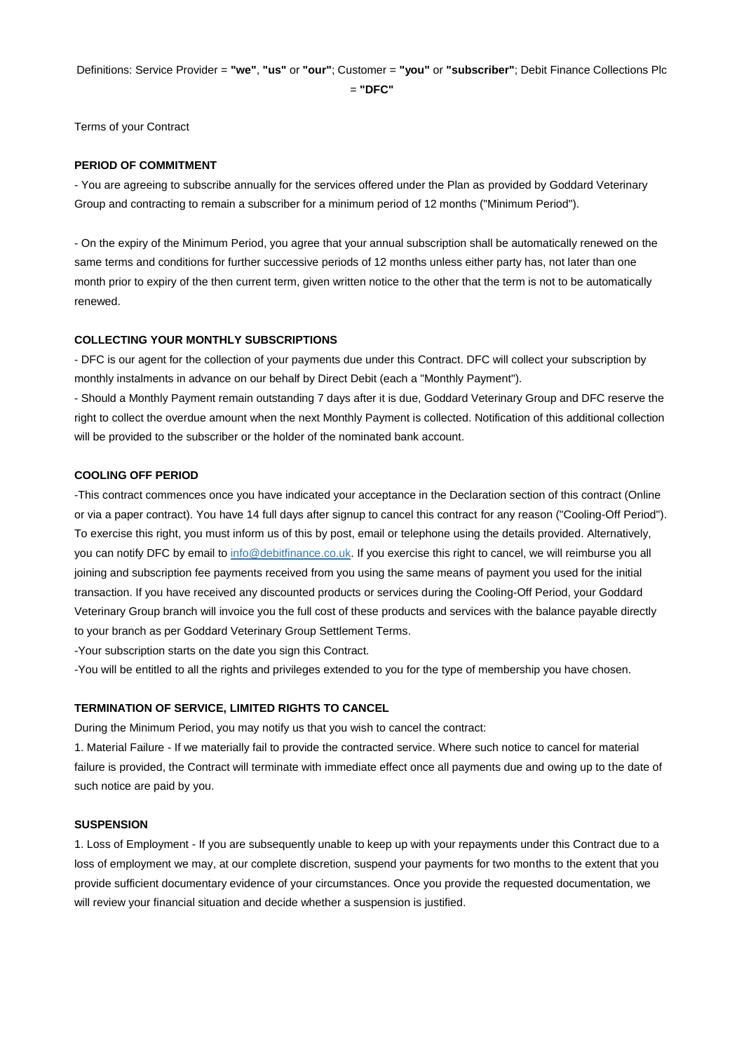Definitions: Service Provider = **"we"**, **"us"** or **"our"**; Customer = **"you"** or **"subscriber"**; Debit Finance Collections Plc = **"DFC"**

Terms of your Contract

**PERIOD OF COMMITMENT**

- You are agreeing to subscribe annually for the services offered under the Plan as provided by Goddard Veterinary Group and contracting to remain a subscriber for a minimum period of 12 months ("Minimum Period").

- On the expiry of the Minimum Period, you agree that your annual subscription shall be automatically renewed on the same terms and conditions for further successive periods of 12 months unless either party has, not later than one month prior to expiry of the then current term, given written notice to the other that the term is not to be automatically renewed.

**COLLECTING YOUR MONTHLY SUBSCRIPTIONS**

- DFC is our agent for the collection of your payments due under this Contract. DFC will collect your subscription by monthly instalments in advance on our behalf by Direct Debit (each a "Monthly Payment").
- Should a Monthly Payment remain outstanding 7 days after it is due, Goddard Veterinary Group and DFC reserve the right to collect the overdue amount when the next Monthly Payment is collected. Notification of this additional collection will be provided to the subscriber or the holder of the nominated bank account.

**COOLING OFF PERIOD**

-This contract commences once you have indicated your acceptance in the Declaration section of this contract (Online or via a paper contract). You have 14 full days after signup to cancel this contract for any reason ("Cooling-Off Period"). To exercise this right, you must inform us of this by post, email or telephone using the details provided. Alternatively, you can notify DFC by email to [info@debitfinance.co.uk](mailto:info@debitfinance.co.uk). If you exercise this right to cancel, we will reimburse you all joining and subscription fee payments received from you using the same means of payment you used for the initial transaction. If you have received any discounted products or services during the Cooling-Off Period, your Goddard Veterinary Group branch will invoice you the full cost of these products and services with the balance payable directly to your branch as per Goddard Veterinary Group Settlement Terms.

-Your subscription starts on the date you sign this Contract.

-You will be entitled to all the rights and privileges extended to you for the type of membership you have chosen.

**TERMINATION OF SERVICE, LIMITED RIGHTS TO CANCEL**

During the Minimum Period, you may notify us that you wish to cancel the contract:

1. Material Failure - If we materially fail to provide the contracted service. Where such notice to cancel for material failure is provided, the Contract will terminate with immediate effect once all payments due and owing up to the date of such notice are paid by you.

**SUSPENSION**

1. Loss of Employment - If you are subsequently unable to keep up with your repayments under this Contract due to a loss of employment we may, at our complete discretion, suspend your payments for two months to the extent that you provide sufficient documentary evidence of your circumstances. Once you provide the requested documentation, we will review your financial situation and decide whether a suspension is justified.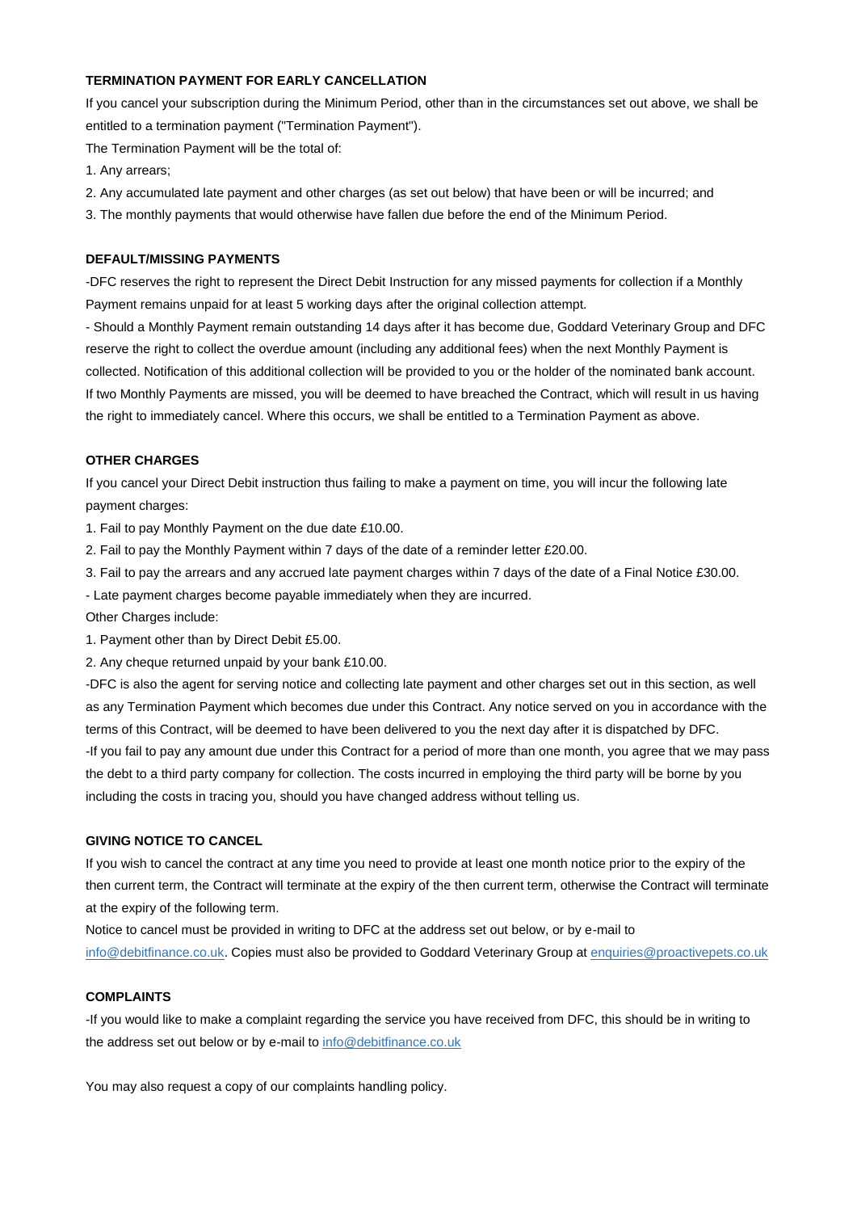### TERMINATION PAYMENT FOR EARLY CANCELLATION

If you cancel your subscription during the Minimum Period, other than in the circumstances set out above, we shall be entitled to a termination payment ("Termination Payment").

The Termination Payment will be the total of:

1. Any arrears;
2. Any accumulated late payment and other charges (as set out below) that have been or will be incurred; and
3. The monthly payments that would otherwise have fallen due before the end of the Minimum Period.

### DEFAULT/MISSING PAYMENTS

-DFC reserves the right to represent the Direct Debit Instruction for any missed payments for collection if a Monthly Payment remains unpaid for at least 5 working days after the original collection attempt.

- Should a Monthly Payment remain outstanding 14 days after it has become due, Goddard Veterinary Group and DFC reserve the right to collect the overdue amount (including any additional fees) when the next Monthly Payment is collected. Notification of this additional collection will be provided to you or the holder of the nominated bank account.

If two Monthly Payments are missed, you will be deemed to have breached the Contract, which will result in us having the right to immediately cancel. Where this occurs, we shall be entitled to a Termination Payment as above.

### OTHER CHARGES

If you cancel your Direct Debit instruction thus failing to make a payment on time, you will incur the following late payment charges:

1. Fail to pay Monthly Payment on the due date £10.00.
2. Fail to pay the Monthly Payment within 7 days of the date of a reminder letter £20.00.
3. Fail to pay the arrears and any accrued late payment charges within 7 days of the date of a Final Notice £30.00.

- Late payment charges become payable immediately when they are incurred.

Other Charges include:

1. Payment other than by Direct Debit £5.00.
2. Any cheque returned unpaid by your bank £10.00.

-DFC is also the agent for serving notice and collecting late payment and other charges set out in this section, as well as any Termination Payment which becomes due under this Contract. Any notice served on you in accordance with the terms of this Contract, will be deemed to have been delivered to you the next day after it is dispatched by DFC.

-If you fail to pay any amount due under this Contract for a period of more than one month, you agree that we may pass the debt to a third party company for collection. The costs incurred in employing the third party will be borne by you including the costs in tracing you, should you have changed address without telling us.

### GIVING NOTICE TO CANCEL

If you wish to cancel the contract at any time you need to provide at least one month notice prior to the expiry of the then current term, the Contract will terminate at the expiry of the then current term, otherwise the Contract will terminate at the expiry of the following term.

Notice to cancel must be provided in writing to DFC at the address set out below, or by e-mail to info@debitfinance.co.uk. Copies must also be provided to Goddard Veterinary Group at enquiries@proactivepets.co.uk

### COMPLAINTS

-If you would like to make a complaint regarding the service you have received from DFC, this should be in writing to the address set out below or by e-mail to info@debitfinance.co.uk

You may also request a copy of our complaints handling policy.